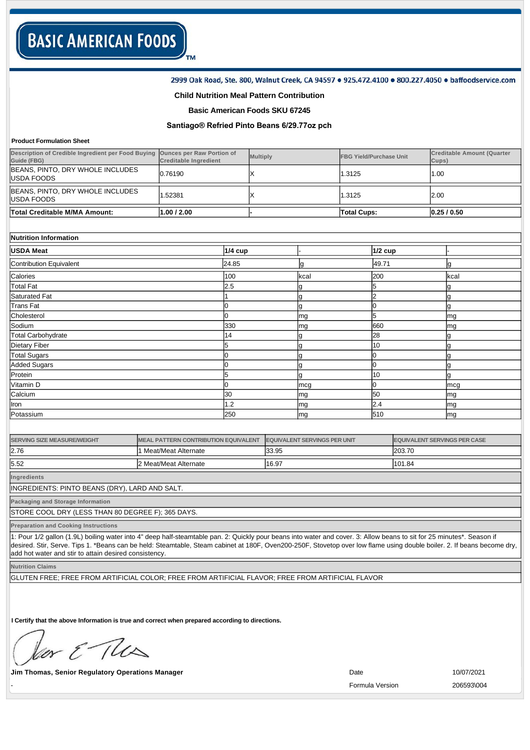# BASIC AMERICAN FOODS™

2999 Oak Road, Ste. 800, Walnut Creek, CA 94597 • 925.472.4100 • 800.227.4050 • baffoodservice.com

**Child Nutrition Meal Pattern Contribution**

**Basic American Foods SKU 67245**

**Santiago® Refried Pinto Beans 6/29.77oz pch**

**Product Formulation Sheet**

| Description of Credible Ingredient per Food Buying Guide (FBG) | Ounces per Raw Portion of Creditable Ingredient | Multiply | FBG Yield/Purchase Unit | Creditable Amount (Quarter Cups) |
|---|---|---|---|---|
| BEANS, PINTO, DRY WHOLE INCLUDES USDA FOODS | 0.76190 | X | 1.3125 | 1.00 |
| BEANS, PINTO, DRY WHOLE INCLUDES USDA FOODS | 1.52381 | X | 1.3125 | 2.00 |
| **Total Creditable M/MA Amount:** | **1.00 / 2.00** | - | **Total Cups:** | **0.25 / 0.50** |

**Nutrition Information**

| **USDA Meat** | **1/4 cup** | - | **1/2 cup** | - |
|---|---|---|---|---|
| Contribution Equivalent | 24.85 | g | 49.71 | g |
| Calories | 100 | kcal | 200 | kcal |
| Total Fat | 2.5 | g | 5 | g |
| Saturated Fat | 1 | g | 2 | g |
| Trans Fat | 0 | g | 0 | g |
| Cholesterol | 0 | mg | 5 | mg |
| Sodium | 330 | mg | 660 | mg |
| Total Carbohydrate | 14 | g | 28 | g |
| Dietary Fiber | 5 | g | 10 | g |
| Total Sugars | 0 | g | 0 | g |
| Added Sugars | 0 | g | 0 | g |
| Protein | 5 | g | 10 | g |
| Vitamin D | 0 | mcg | 0 | mcg |
| Calcium | 30 | mg | 50 | mg |
| Iron | 1.2 | mg | 2.4 | mg |
| Potassium | 250 | mg | 510 | mg |

| SERVING SIZE MEASURE/WEIGHT | MEAL PATTERN CONTRIBUTION EQUIVALENT | EQUIVALENT SERVINGS PER UNIT | EQUIVALENT SERVINGS PER CASE |
|---|---|---|---|
| 2.76 | 1 Meat/Meat Alternate | 33.95 | 203.70 |
| 5.52 | 2 Meat/Meat Alternate | 16.97 | 101.84 |

**Ingredients**

INGREDIENTS: PINTO BEANS (DRY), LARD AND SALT.

**Packaging and Storage Information**

STORE COOL DRY (LESS THAN 80 DEGREE F); 365 DAYS.

**Preparation and Cooking Instructions**

1: Pour 1/2 gallon (1.9L) boiling water into 4" deep half-steamtable pan. 2: Quickly pour beans into water and cover. 3: Allow beans to sit for 25 minutes*. Season if desired. Stir, Serve. Tips 1. *Beans can be held: Steamtable, Steam cabinet at 180F, Oven200-250F, Stovetop over low flame using double boiler. 2. If beans become dry, add hot water and stir to attain desired consistency.

**Nutrition Claims**

GLUTEN FREE; FREE FROM ARTIFICIAL COLOR; FREE FROM ARTIFICIAL FLAVOR; FREE FROM ARTIFICIAL FLAVOR

**I Certify that the above Information is true and correct when prepared according to directions.**

**Jim Thomas, Senior Regulatory Operations Manager**

Date 10/07/2021

-

Formula Version 206593\004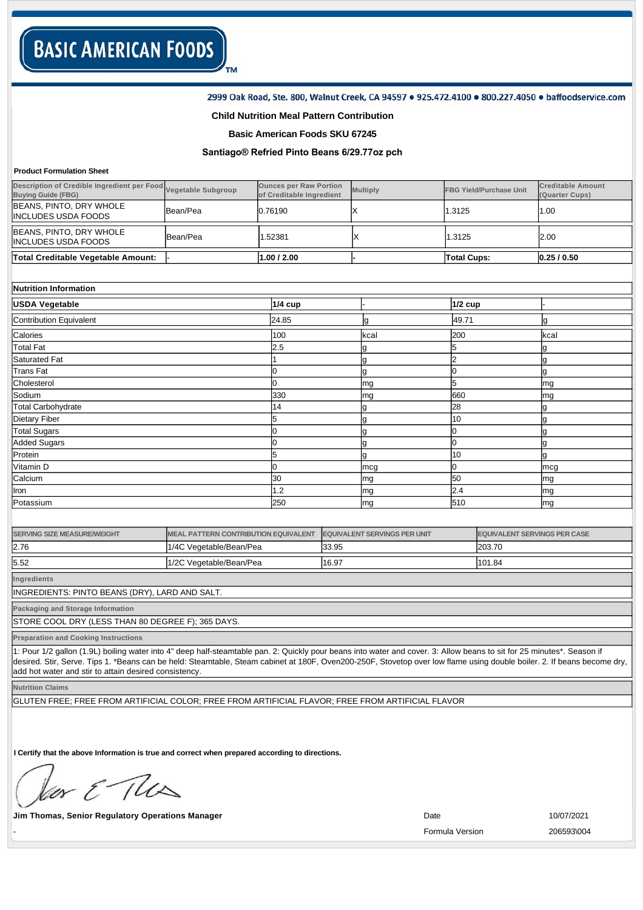# BASIC AMERICAN FOODS™

2999 Oak Road, Ste. 800, Walnut Creek, CA 94597 • 925.472.4100 • 800.227.4050 • baffoodservice.com

**Child Nutrition Meal Pattern Contribution**

**Basic American Foods SKU 67245**

**Santiago® Refried Pinto Beans 6/29.77oz pch**

**Product Formulation Sheet**

| Description of Credible Ingredient per Food Buying Guide (FBG) | Vegetable Subgroup | Ounces per Raw Portion of Creditable Ingredient | Multiply | FBG Yield/Purchase Unit | Creditable Amount (Quarter Cups) |
|---|---|---|---|---|---|
| BEANS, PINTO, DRY WHOLE INCLUDES USDA FOODS | Bean/Pea | 0.76190 | X | 1.3125 | 1.00 |
| BEANS, PINTO, DRY WHOLE INCLUDES USDA FOODS | Bean/Pea | 1.52381 | X | 1.3125 | 2.00 |
| **Total Creditable Vegetable Amount:** | - | **1.00 / 2.00** | - | **Total Cups:** | **0.25 / 0.50** |

**Nutrition Information**

| **USDA Vegetable** | **1/4 cup** | - | **1/2 cup** | - |
|---|---|---|---|---|
| Contribution Equivalent | 24.85 | g | 49.71 | g |
| Calories | 100 | kcal | 200 | kcal |
| Total Fat | 2.5 | g | 5 | g |
| Saturated Fat | 1 | g | 2 | g |
| Trans Fat | 0 | g | 0 | g |
| Cholesterol | 0 | mg | 5 | mg |
| Sodium | 330 | mg | 660 | mg |
| Total Carbohydrate | 14 | g | 28 | g |
| Dietary Fiber | 5 | g | 10 | g |
| Total Sugars | 0 | g | 0 | g |
| Added Sugars | 0 | g | 0 | g |
| Protein | 5 | g | 10 | g |
| Vitamin D | 0 | mcg | 0 | mcg |
| Calcium | 30 | mg | 50 | mg |
| Iron | 1.2 | mg | 2.4 | mg |
| Potassium | 250 | mg | 510 | mg |

| SERVING SIZE MEASURE/WEIGHT | MEAL PATTERN CONTRIBUTION EQUIVALENT | EQUIVALENT SERVINGS PER UNIT | EQUIVALENT SERVINGS PER CASE |
|---|---|---|---|
| 2.76 | 1/4C Vegetable/Bean/Pea | 33.95 | 203.70 |
| 5.52 | 1/2C Vegetable/Bean/Pea | 16.97 | 101.84 |

**Ingredients**

INGREDIENTS: PINTO BEANS (DRY), LARD AND SALT.

**Packaging and Storage Information**

STORE COOL DRY (LESS THAN 80 DEGREE F); 365 DAYS.

**Preparation and Cooking Instructions**

1: Pour 1/2 gallon (1.9L) boiling water into 4" deep half-steamtable pan. 2: Quickly pour beans into water and cover. 3: Allow beans to sit for 25 minutes*. Season if desired. Stir, Serve. Tips 1. *Beans can be held: Steamtable, Steam cabinet at 180F, Oven200-250F, Stovetop over low flame using double boiler. 2. If beans become dry, add hot water and stir to attain desired consistency.

**Nutrition Claims**

GLUTEN FREE; FREE FROM ARTIFICIAL COLOR; FREE FROM ARTIFICIAL FLAVOR; FREE FROM ARTIFICIAL FLAVOR

**I Certify that the above Information is true and correct when prepared according to directions.**

**Jim Thomas, Senior Regulatory Operations Manager**

Date 10/07/2021

Formula Version 206593\004